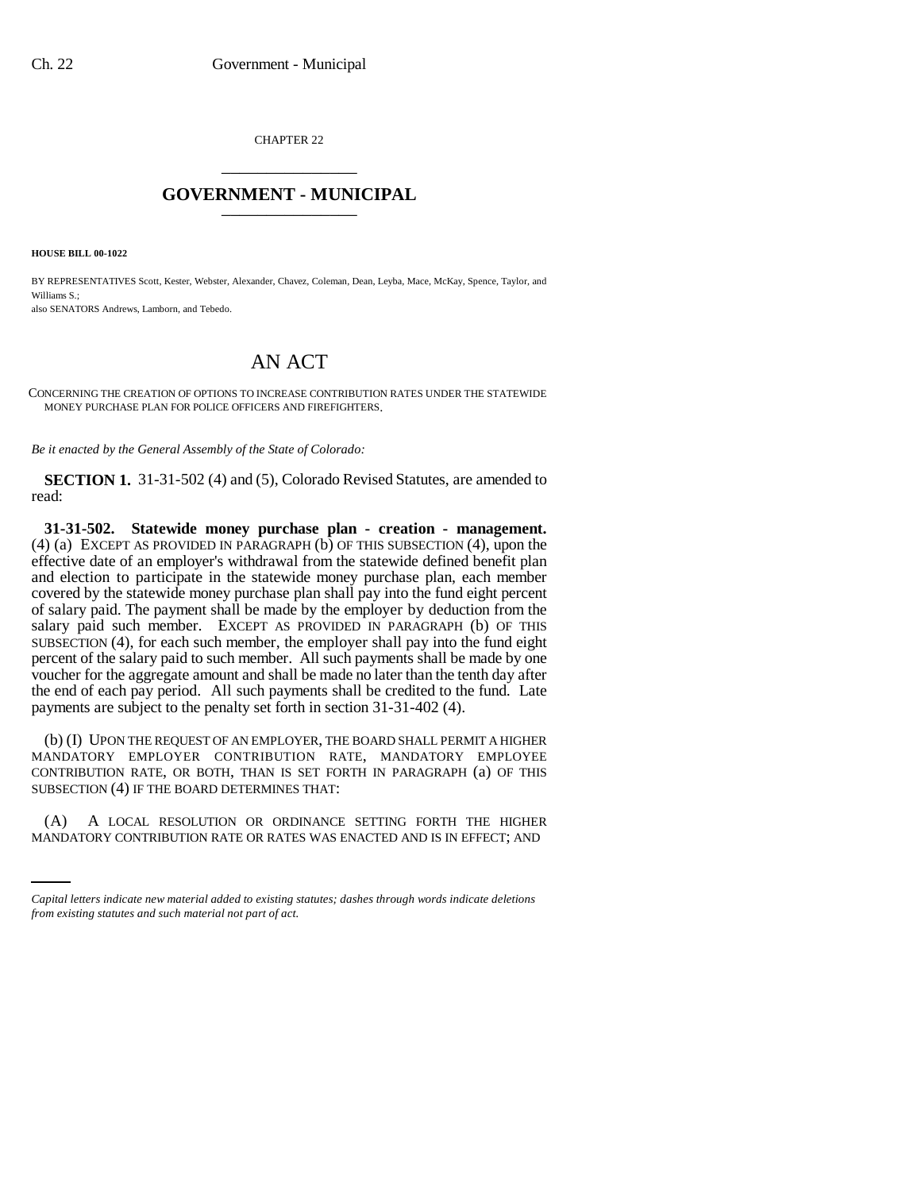CHAPTER 22

## GOVERNMENT - MUNICIPAL

**HOUSE BILL 00-1022**

BY REPRESENTATIVES Scott, Kester, Webster, Alexander, Chavez, Coleman, Dean, Leyba, Mace, McKay, Spence, Taylor, and Williams S.;

also SENATORS Andrews, Lamborn, and Tebedo.

# AN ACT

CONCERNING THE CREATION OF OPTIONS TO INCREASE CONTRIBUTION RATES UNDER THE STATEWIDE MONEY PURCHASE PLAN FOR POLICE OFFICERS AND FIREFIGHTERS.

*Be it enacted by the General Assembly of the State of Colorado:*

**SECTION 1.** 31-31-502 (4) and (5), Colorado Revised Statutes, are amended to read:

**31-31-502. Statewide money purchase plan - creation - management.** (4) (a) EXCEPT AS PROVIDED IN PARAGRAPH (b) OF THIS SUBSECTION (4), upon the effective date of an employer's withdrawal from the statewide defined benefit plan and election to participate in the statewide money purchase plan, each member covered by the statewide money purchase plan shall pay into the fund eight percent of salary paid. The payment shall be made by the employer by deduction from the salary paid such member. EXCEPT AS PROVIDED IN PARAGRAPH (b) OF THIS SUBSECTION (4), for each such member, the employer shall pay into the fund eight percent of the salary paid to such member. All such payments shall be made by one voucher for the aggregate amount and shall be made no later than the tenth day after the end of each pay period. All such payments shall be credited to the fund. Late payments are subject to the penalty set forth in section 31-31-402 (4).

(b) (I) UPON THE REQUEST OF AN EMPLOYER, THE BOARD SHALL PERMIT A HIGHER MANDATORY EMPLOYER CONTRIBUTION RATE, MANDATORY EMPLOYEE CONTRIBUTION RATE, OR BOTH, THAN IS SET FORTH IN PARAGRAPH (a) OF THIS SUBSECTION (4) IF THE BOARD DETERMINES THAT:

(A) A LOCAL RESOLUTION OR ORDINANCE SETTING FORTH THE HIGHER MANDATORY CONTRIBUTION RATE OR RATES WAS ENACTED AND IS IN EFFECT; AND

*Capital letters indicate new material added to existing statutes; dashes through words indicate deletions from existing statutes and such material not part of act.*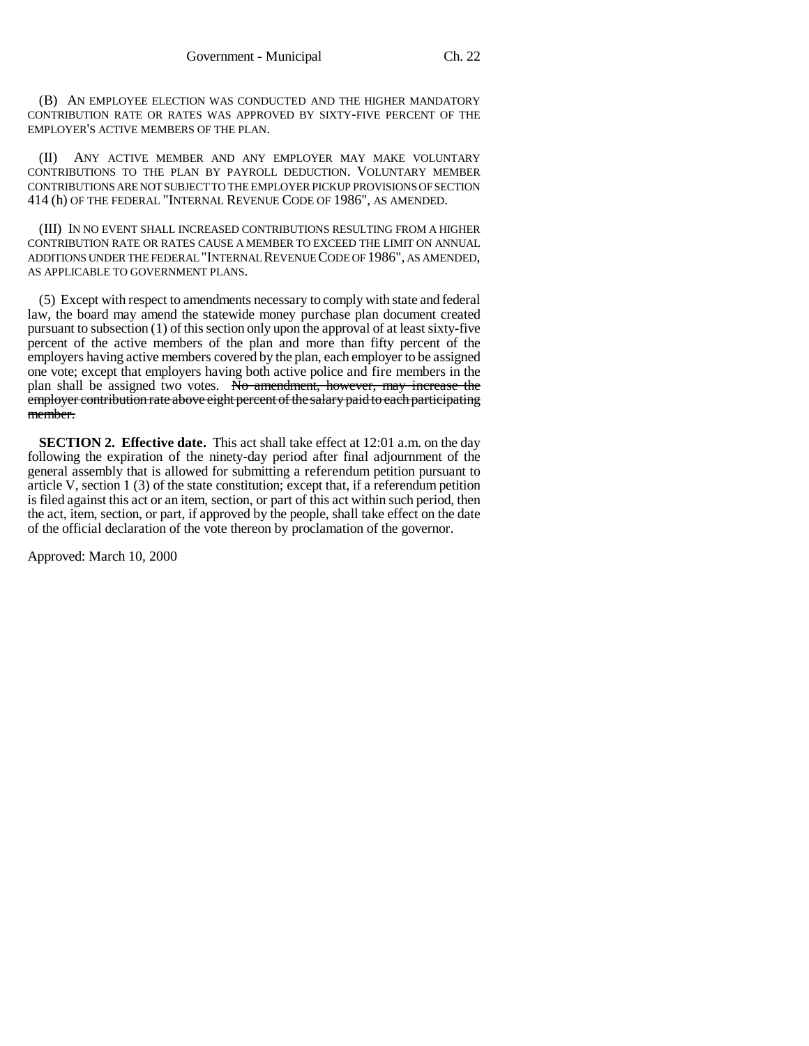(B) AN EMPLOYEE ELECTION WAS CONDUCTED AND THE HIGHER MANDATORY CONTRIBUTION RATE OR RATES WAS APPROVED BY SIXTY-FIVE PERCENT OF THE EMPLOYER'S ACTIVE MEMBERS OF THE PLAN.

(II) ANY ACTIVE MEMBER AND ANY EMPLOYER MAY MAKE VOLUNTARY CONTRIBUTIONS TO THE PLAN BY PAYROLL DEDUCTION. VOLUNTARY MEMBER CONTRIBUTIONS ARE NOT SUBJECT TO THE EMPLOYER PICKUP PROVISIONS OF SECTION 414 (h) OF THE FEDERAL "INTERNAL REVENUE CODE OF 1986", AS AMENDED.

(III) IN NO EVENT SHALL INCREASED CONTRIBUTIONS RESULTING FROM A HIGHER CONTRIBUTION RATE OR RATES CAUSE A MEMBER TO EXCEED THE LIMIT ON ANNUAL ADDITIONS UNDER THE FEDERAL "INTERNAL REVENUE CODE OF 1986", AS AMENDED, AS APPLICABLE TO GOVERNMENT PLANS.

(5) Except with respect to amendments necessary to comply with state and federal law, the board may amend the statewide money purchase plan document created pursuant to subsection (1) of this section only upon the approval of at least sixty-five percent of the active members of the plan and more than fifty percent of the employers having active members covered by the plan, each employer to be assigned one vote; except that employers having both active police and fire members in the plan shall be assigned two votes. ~~No amendment, however, may increase the employer contribution rate above eight percent of the salary paid to each participating member.~~

**SECTION 2. Effective date.** This act shall take effect at 12:01 a.m. on the day following the expiration of the ninety-day period after final adjournment of the general assembly that is allowed for submitting a referendum petition pursuant to article V, section 1 (3) of the state constitution; except that, if a referendum petition is filed against this act or an item, section, or part of this act within such period, then the act, item, section, or part, if approved by the people, shall take effect on the date of the official declaration of the vote thereon by proclamation of the governor.

Approved: March 10, 2000